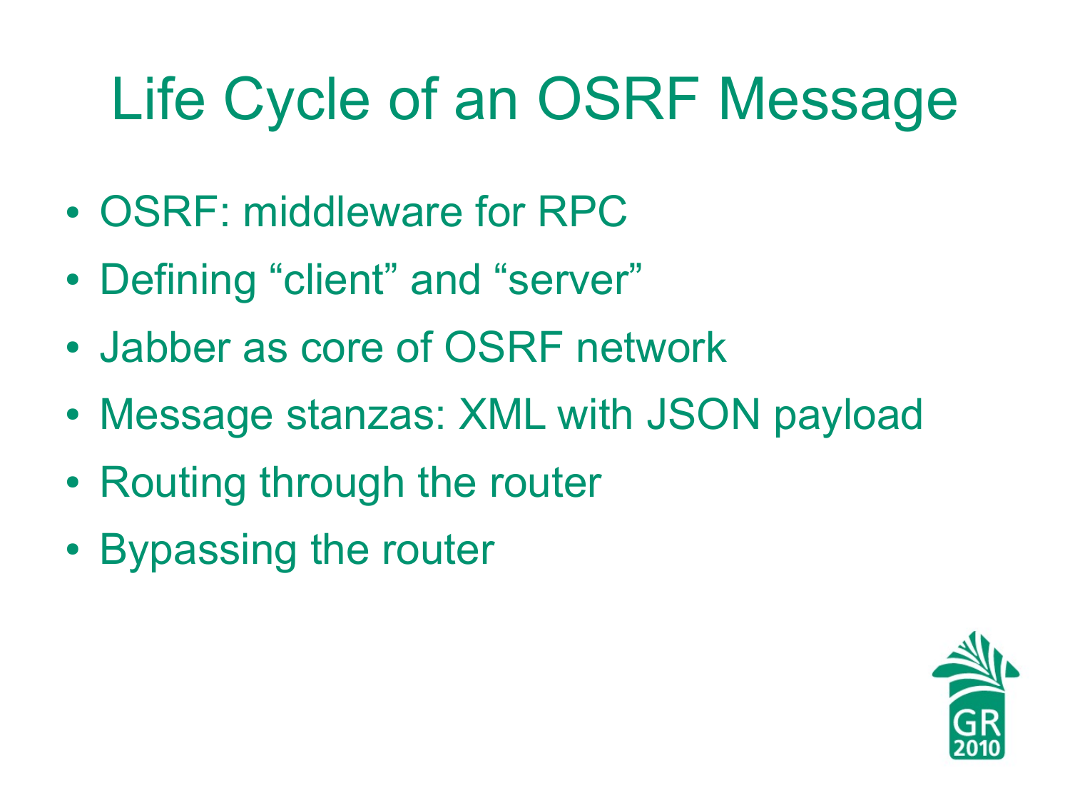# Life Cycle of an OSRF Message

- OSRF: middleware for RPC
- Defining "client" and "server"
- Jabber as core of OSRF network
- Message stanzas: XML with JSON payload
- Routing through the router
- Bypassing the router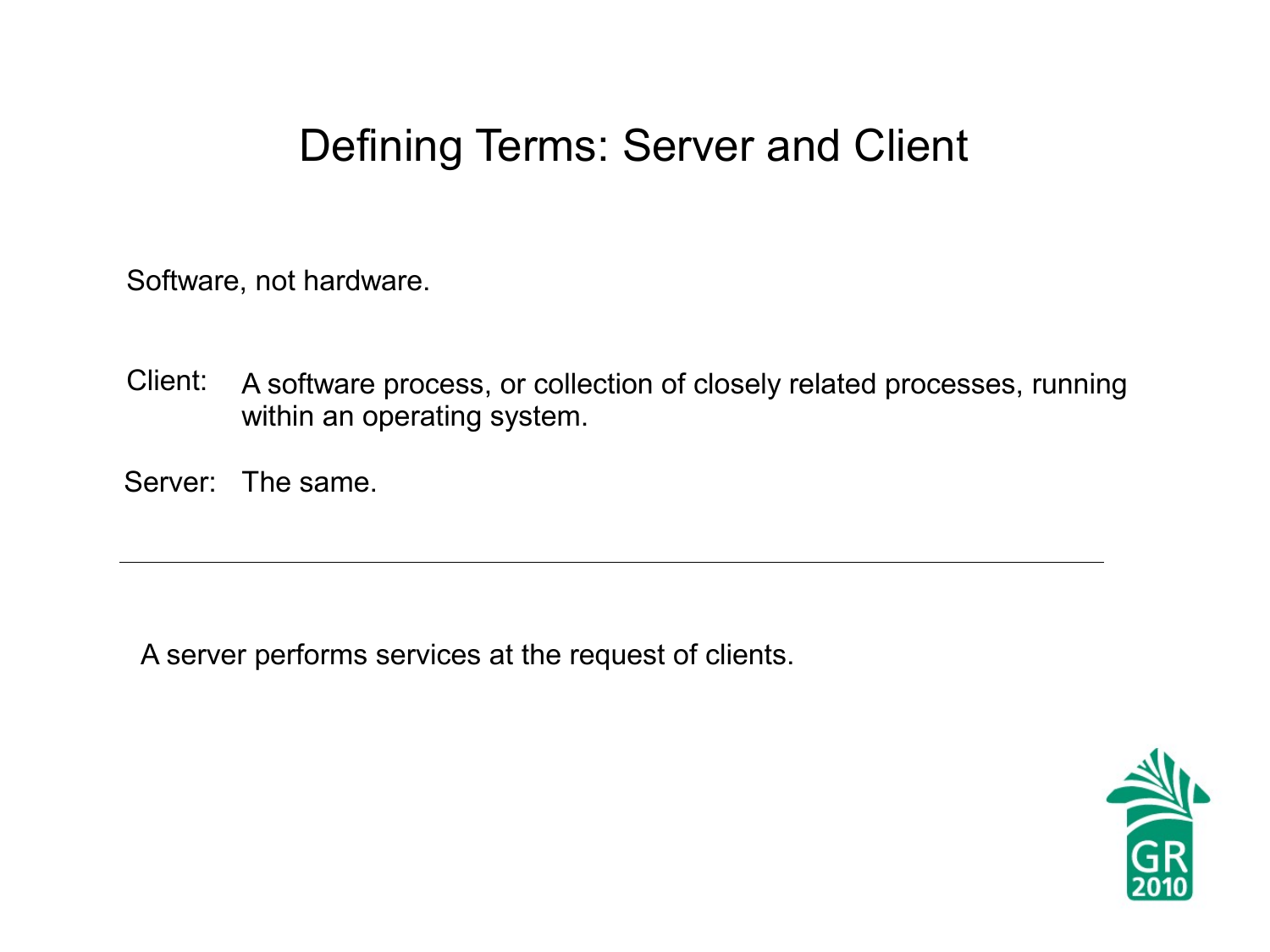# Defining Terms: Server and Client

Software, not hardware.

Client: A software process, or collection of closely related processes, running within an operating system.

Server: The same.

---

A server performs services at the request of clients.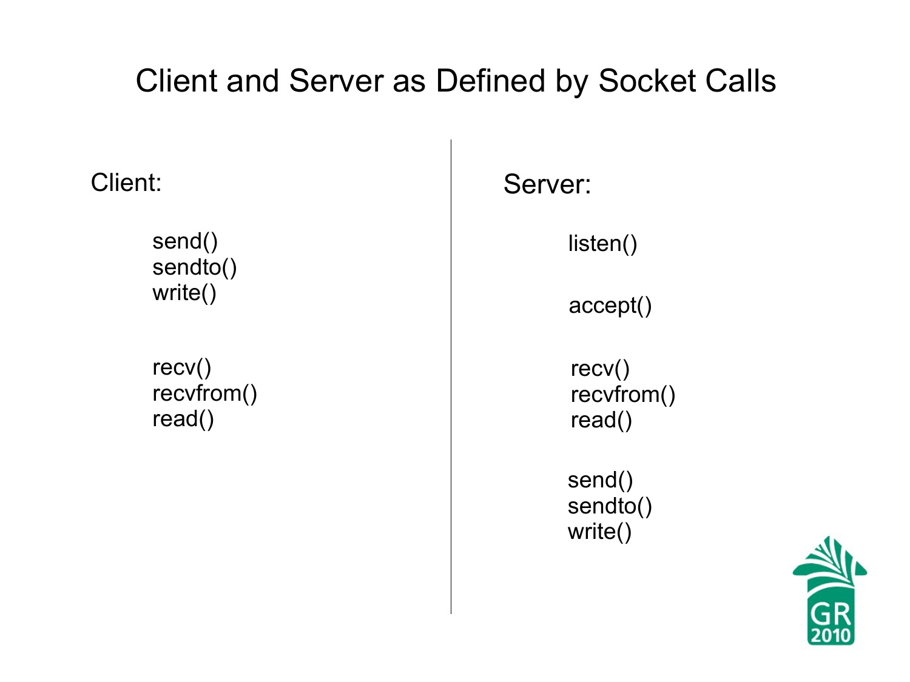# Client and Server as Defined by Socket Calls

**Client:**

send()
sendto()
write()

recv()
recvfrom()
read()

**Server:**

listen()

accept()

recv()
recvfrom()
read()

send()
sendto()
write()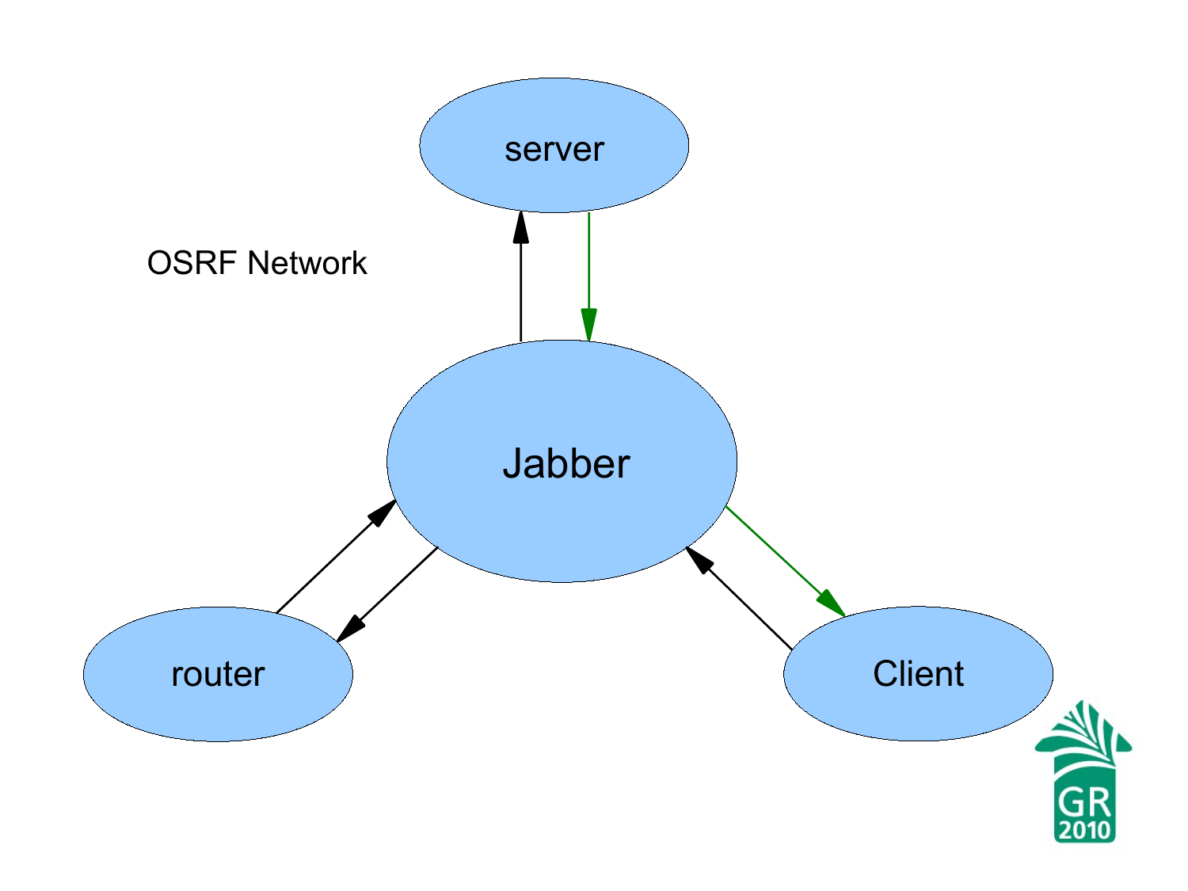OSRF Network

server

Jabber

router

Client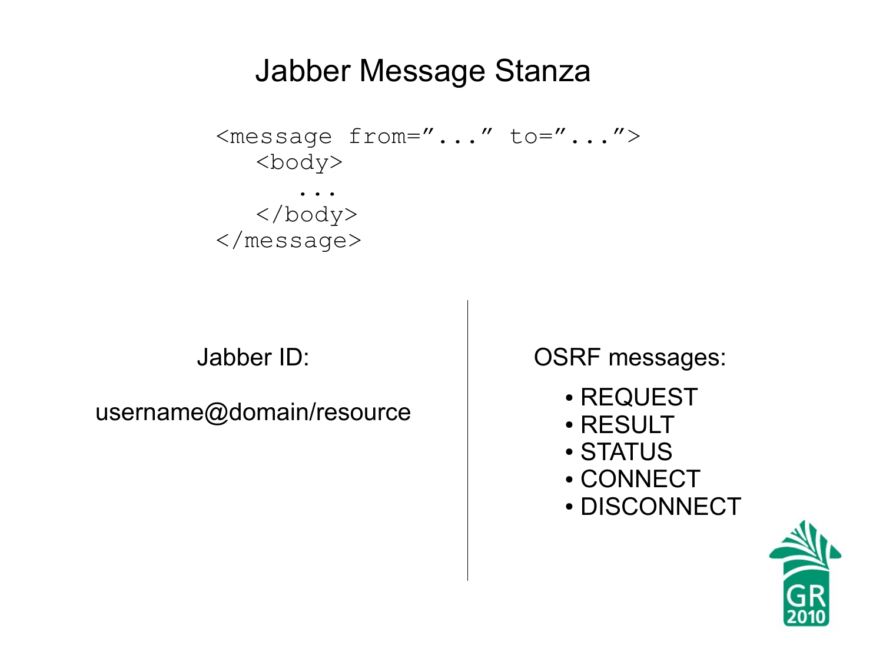# Jabber Message Stanza

```
<message from="..." to="...">
   <body>
      ...
   </body>
</message>
```

Jabber ID:

username@domain/resource

OSRF messages:

- REQUEST
- RESULT
- STATUS
- CONNECT
- DISCONNECT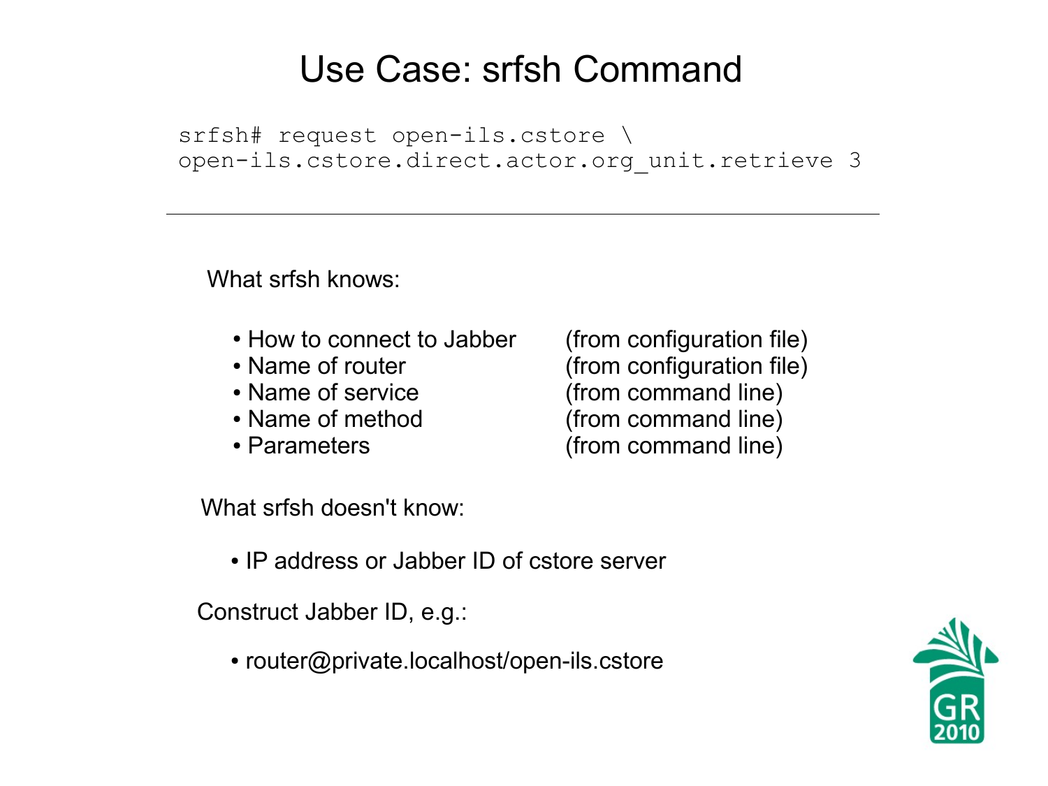# Use Case: srfsh Command

```
srfsh# request open-ils.cstore \
open-ils.cstore.direct.actor.org_unit.retrieve 3
```

---

What srfsh knows:

- How to connect to Jabber (from configuration file)
- Name of router (from configuration file)
- Name of service (from command line)
- Name of method (from command line)
- Parameters (from command line)

What srfsh doesn't know:

- IP address or Jabber ID of cstore server

Construct Jabber ID, e.g.:

- router@private.localhost/open-ils.cstore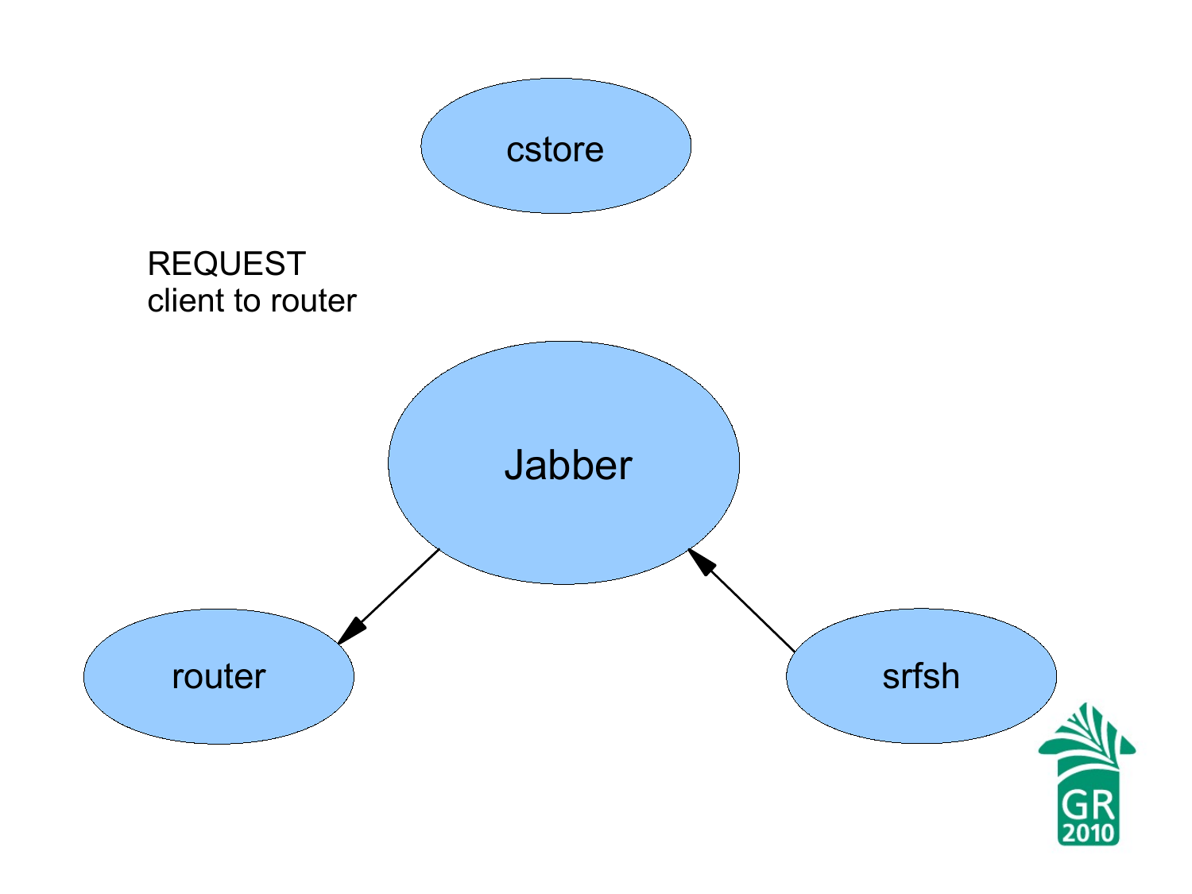REQUEST
client to router

cstore

Jabber

router

srfsh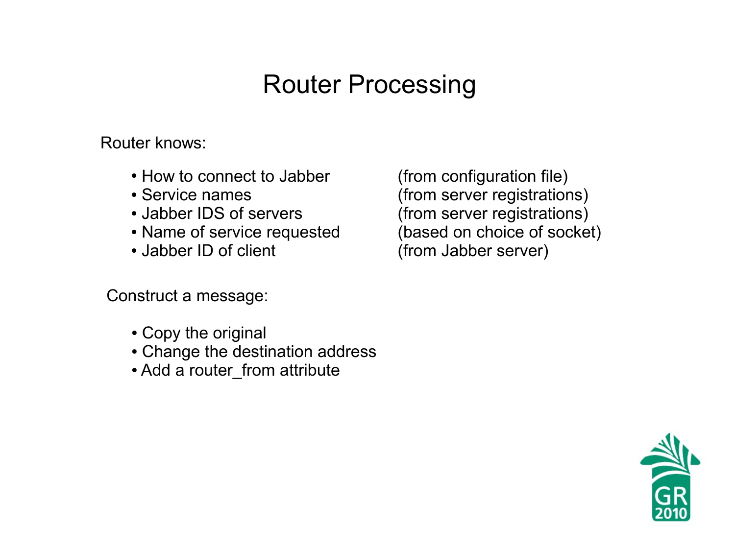# Router Processing

Router knows:

| | |
|---|---|
| • How to connect to Jabber | (from configuration file) |
| • Service names | (from server registrations) |
| • Jabber IDS of servers | (from server registrations) |
| • Name of service requested | (based on choice of socket) |
| • Jabber ID of client | (from Jabber server) |

Construct a message:

- Copy the original
- Change the destination address
- Add a router_from attribute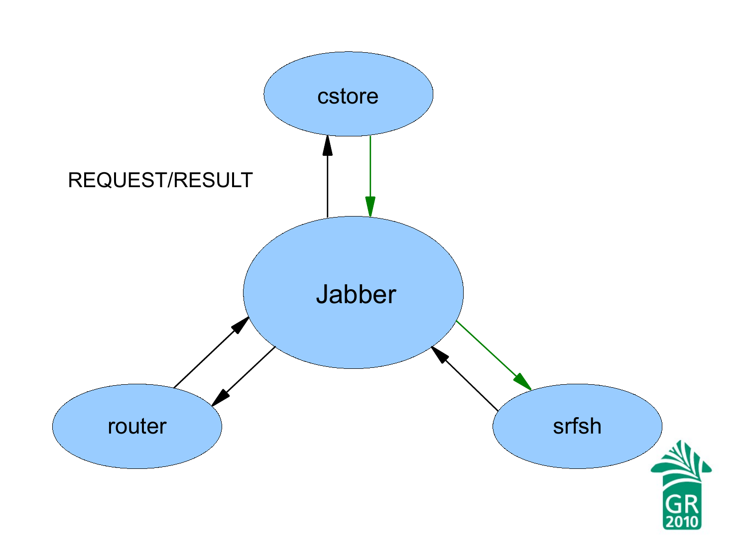REQUEST/RESULT

cstore

Jabber

router

srfsh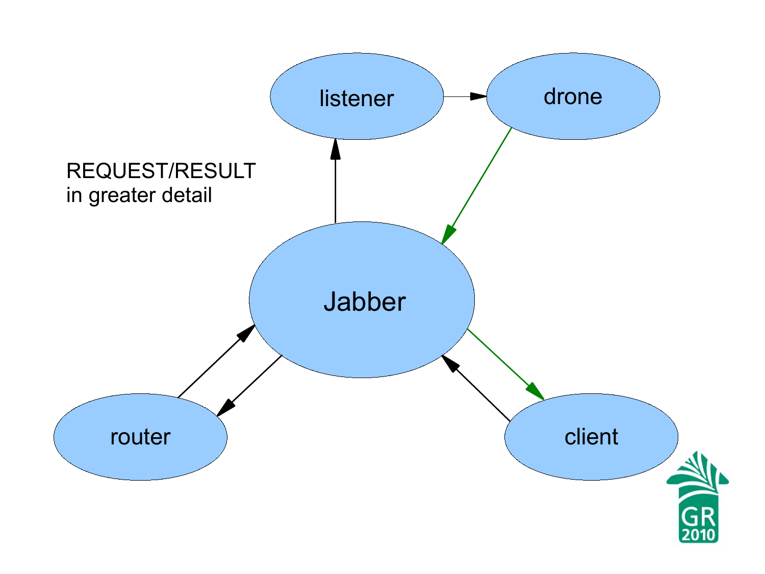REQUEST/RESULT in greater detail

listener

drone

Jabber

router

client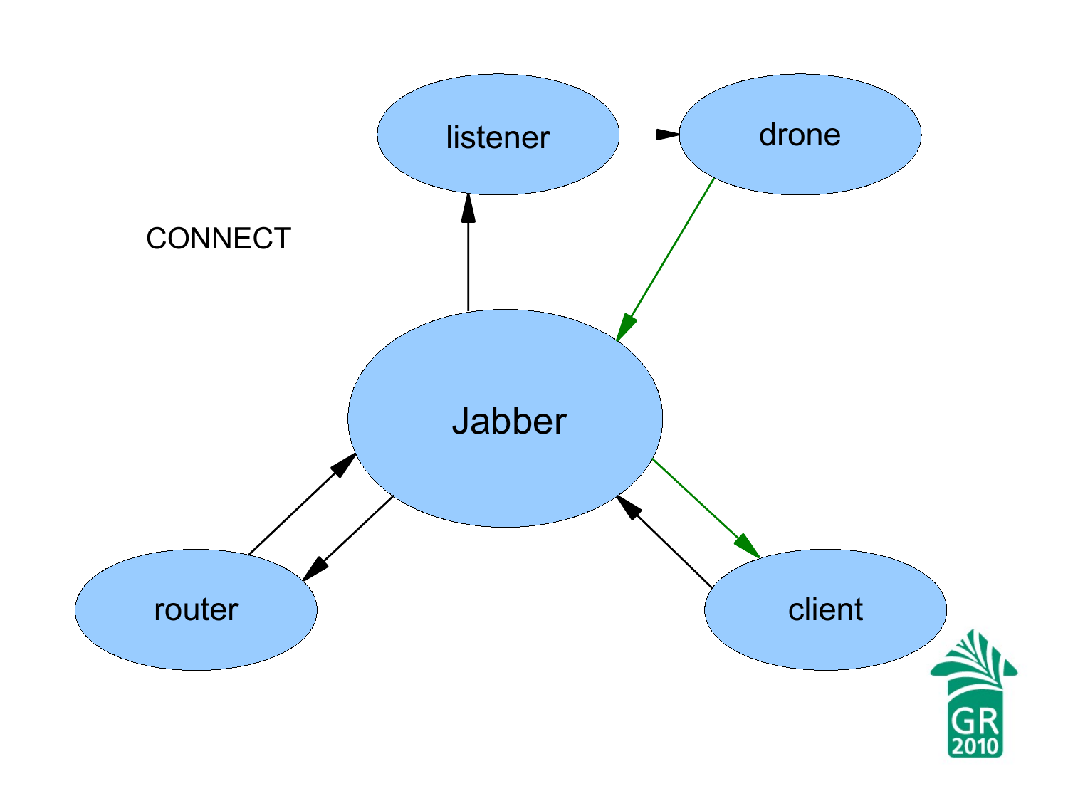CONNECT

listener

drone

Jabber

router

client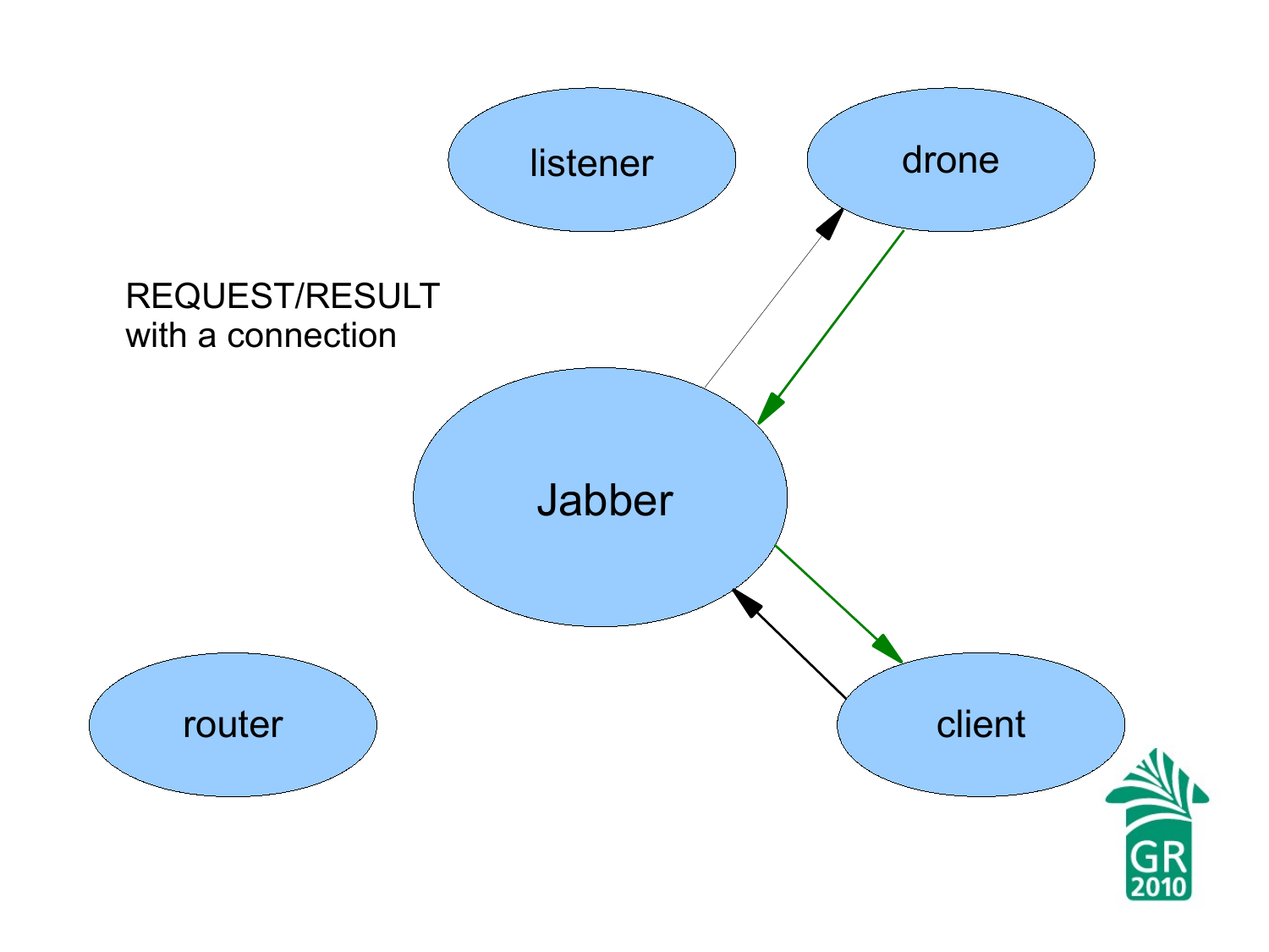REQUEST/RESULT
with a connection

listener

drone

Jabber

router

client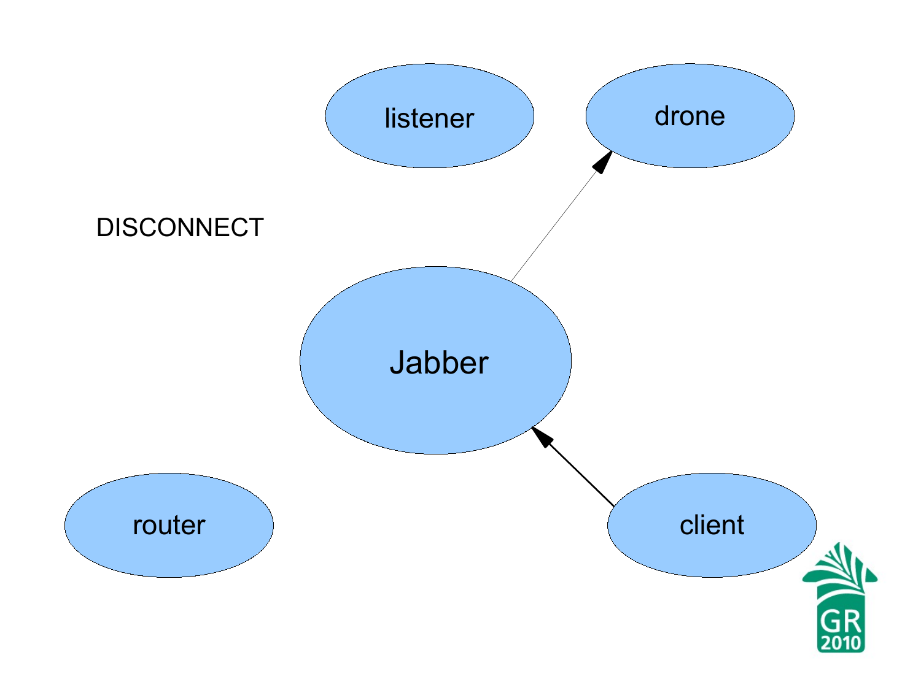DISCONNECT

listener

drone

Jabber

router

client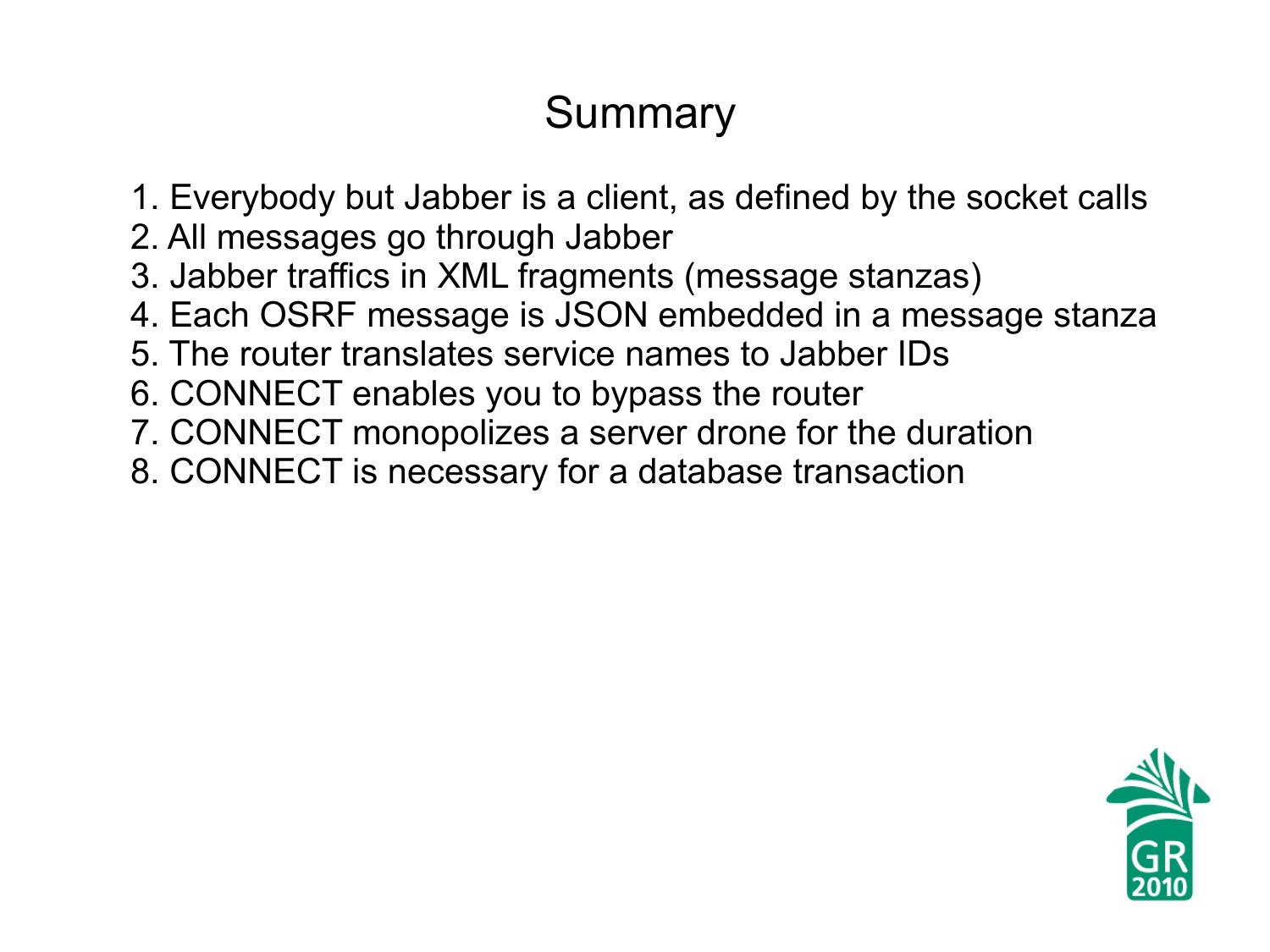# Summary

1. Everybody but Jabber is a client, as defined by the socket calls
2. All messages go through Jabber
3. Jabber traffics in XML fragments (message stanzas)
4. Each OSRF message is JSON embedded in a message stanza
5. The router translates service names to Jabber IDs
6. CONNECT enables you to bypass the router
7. CONNECT monopolizes a server drone for the duration
8. CONNECT is necessary for a database transaction